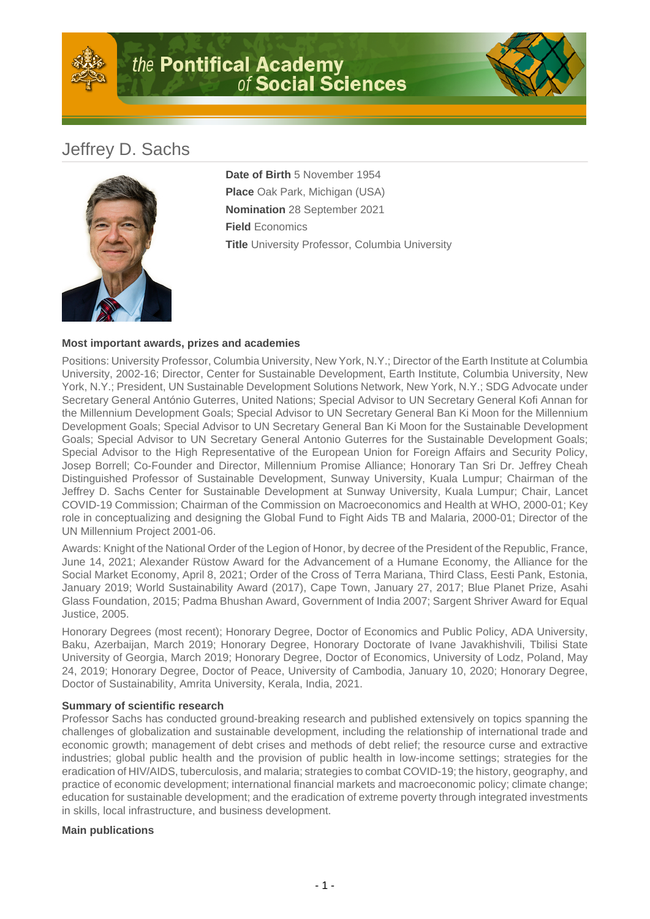# Jeffrey D. Sachs

**Date of Birth** 5 November 1954

**Place** Oak Park, Michigan (USA)

**Nomination** 28 September 2021

**Field** Economics

**Title** University Professor, Columbia University

### Most important awards, prizes and academies

Positions: University Professor, Columbia University, New York, N.Y.; Director of the Earth Institute at Columbia University, 2002-16; Director, Center for Sustainable Development, Earth Institute, Columbia University, New York, N.Y.; President, UN Sustainable Development Solutions Network, New York, N.Y.; SDG Advocate under Secretary General António Guterres, United Nations; Special Advisor to UN Secretary General Kofi Annan for the Millennium Development Goals; Special Advisor to UN Secretary General Ban Ki Moon for the Millennium Development Goals; Special Advisor to UN Secretary General Ban Ki Moon for the Sustainable Development Goals; Special Advisor to UN Secretary General Antonio Guterres for the Sustainable Development Goals; Special Advisor to the High Representative of the European Union for Foreign Affairs and Security Policy, Josep Borrell; Co-Founder and Director, Millennium Promise Alliance; Honorary Tan Sri Dr. Jeffrey Cheah Distinguished Professor of Sustainable Development, Sunway University, Kuala Lumpur; Chairman of the Jeffrey D. Sachs Center for Sustainable Development at Sunway University, Kuala Lumpur; Chair, Lancet COVID-19 Commission; Chairman of the Commission on Macroeconomics and Health at WHO, 2000-01; Key role in conceptualizing and designing the Global Fund to Fight Aids TB and Malaria, 2000-01; Director of the UN Millennium Project 2001-06.

Awards: Knight of the National Order of the Legion of Honor, by decree of the President of the Republic, France, June 14, 2021; Alexander Rüstow Award for the Advancement of a Humane Economy, the Alliance for the Social Market Economy, April 8, 2021; Order of the Cross of Terra Mariana, Third Class, Eesti Pank, Estonia, January 2019; World Sustainability Award (2017), Cape Town, January 27, 2017; Blue Planet Prize, Asahi Glass Foundation, 2015; Padma Bhushan Award, Government of India 2007; Sargent Shriver Award for Equal Justice, 2005.

Honorary Degrees (most recent); Honorary Degree, Doctor of Economics and Public Policy, ADA University, Baku, Azerbaijan, March 2019; Honorary Degree, Honorary Doctorate of Ivane Javakhishvili, Tbilisi State University of Georgia, March 2019; Honorary Degree, Doctor of Economics, University of Lodz, Poland, May 24, 2019; Honorary Degree, Doctor of Peace, University of Cambodia, January 10, 2020; Honorary Degree, Doctor of Sustainability, Amrita University, Kerala, India, 2021.

### Summary of scientific research

Professor Sachs has conducted ground-breaking research and published extensively on topics spanning the challenges of globalization and sustainable development, including the relationship of international trade and economic growth; management of debt crises and methods of debt relief; the resource curse and extractive industries; global public health and the provision of public health in low-income settings; strategies for the eradication of HIV/AIDS, tuberculosis, and malaria; strategies to combat COVID-19; the history, geography, and practice of economic development; international financial markets and macroeconomic policy; climate change; education for sustainable development; and the eradication of extreme poverty through integrated investments in skills, local infrastructure, and business development.

### Main publications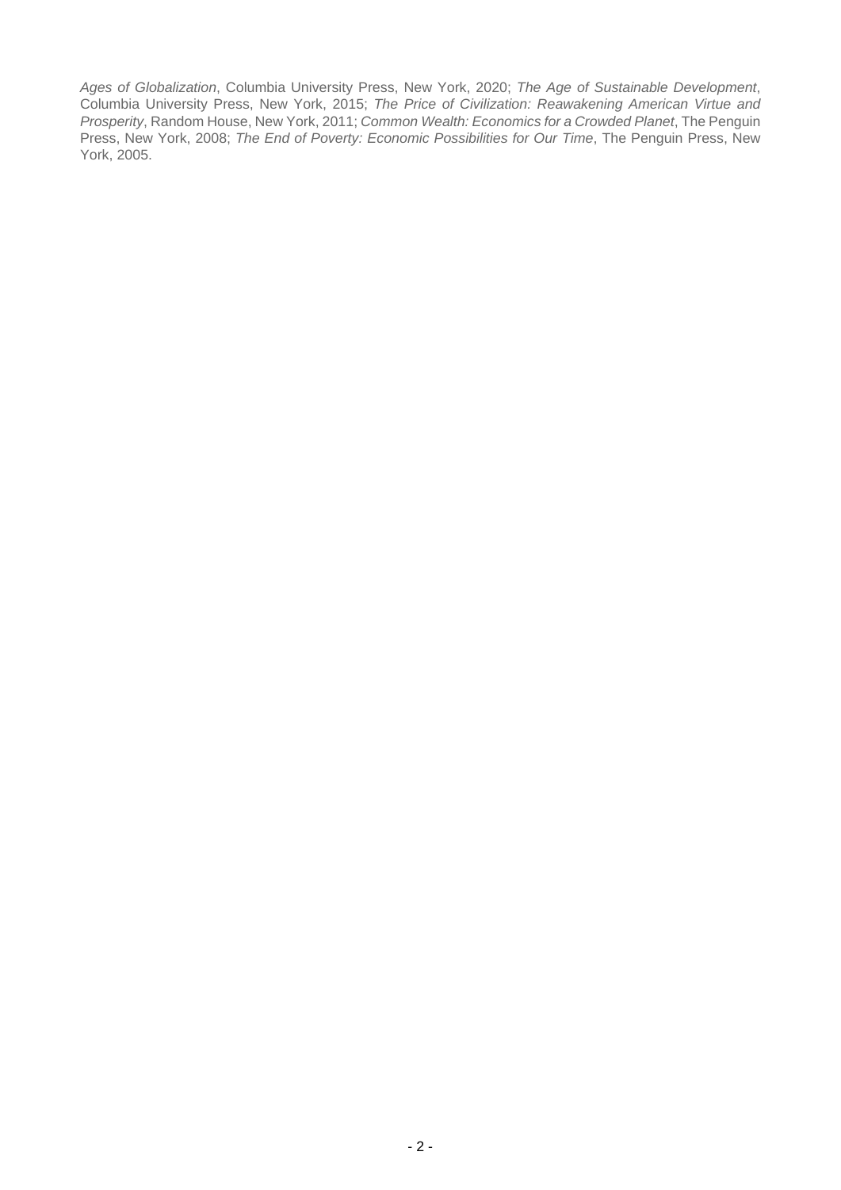*Ages of Globalization*, Columbia University Press, New York, 2020; *The Age of Sustainable Development*, Columbia University Press, New York, 2015; *The Price of Civilization: Reawakening American Virtue and Prosperity*, Random House, New York, 2011; *Common Wealth: Economics for a Crowded Planet*, The Penguin Press, New York, 2008; *The End of Poverty: Economic Possibilities for Our Time*, The Penguin Press, New York, 2005.